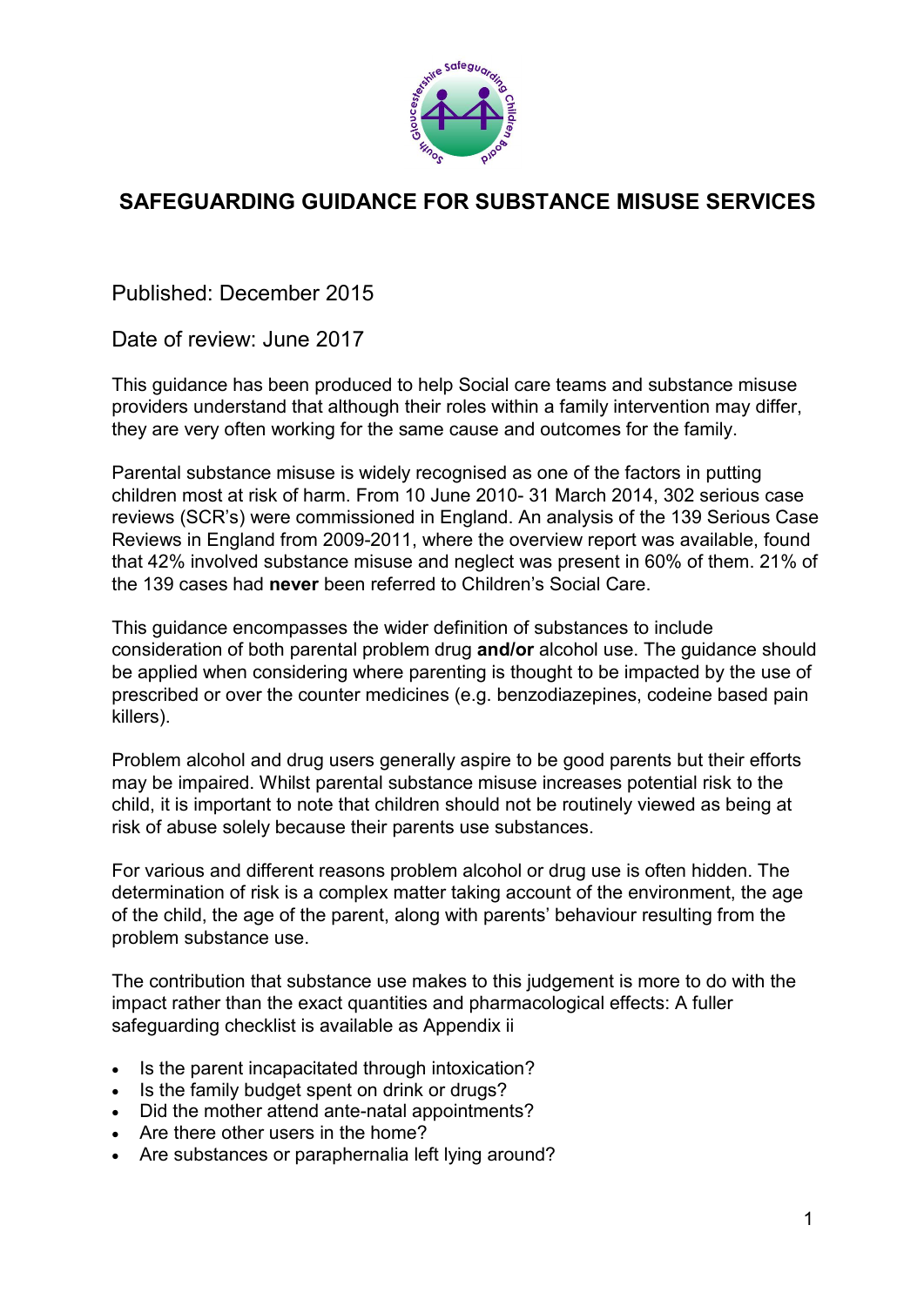# SAFEGUARDING GUIDANCE FOR SUBSTANCE MISUSE SERVICES

Published: December 2015

Date of review: June 2017

This guidance has been produced to help Social care teams and substance misuse providers understand that although their roles within a family intervention may differ, they are very often working for the same cause and outcomes for the family.

Parental substance misuse is widely recognised as one of the factors in putting children most at risk of harm. From 10 June 2010- 31 March 2014, 302 serious case reviews (SCR's) were commissioned in England. An analysis of the 139 Serious Case Reviews in England from 2009-2011, where the overview report was available, found that 42% involved substance misuse and neglect was present in 60% of them. 21% of the 139 cases had **never** been referred to Children's Social Care.

This guidance encompasses the wider definition of substances to include consideration of both parental problem drug **and/or** alcohol use. The guidance should be applied when considering where parenting is thought to be impacted by the use of prescribed or over the counter medicines (e.g. benzodiazepines, codeine based pain killers).

Problem alcohol and drug users generally aspire to be good parents but their efforts may be impaired. Whilst parental substance misuse increases potential risk to the child, it is important to note that children should not be routinely viewed as being at risk of abuse solely because their parents use substances.

For various and different reasons problem alcohol or drug use is often hidden. The determination of risk is a complex matter taking account of the environment, the age of the child, the age of the parent, along with parents' behaviour resulting from the problem substance use.

The contribution that substance use makes to this judgement is more to do with the impact rather than the exact quantities and pharmacological effects: A fuller safeguarding checklist is available as Appendix ii

- Is the parent incapacitated through intoxication?
- Is the family budget spent on drink or drugs?
- Did the mother attend ante-natal appointments?
- Are there other users in the home?
- Are substances or paraphernalia left lying around?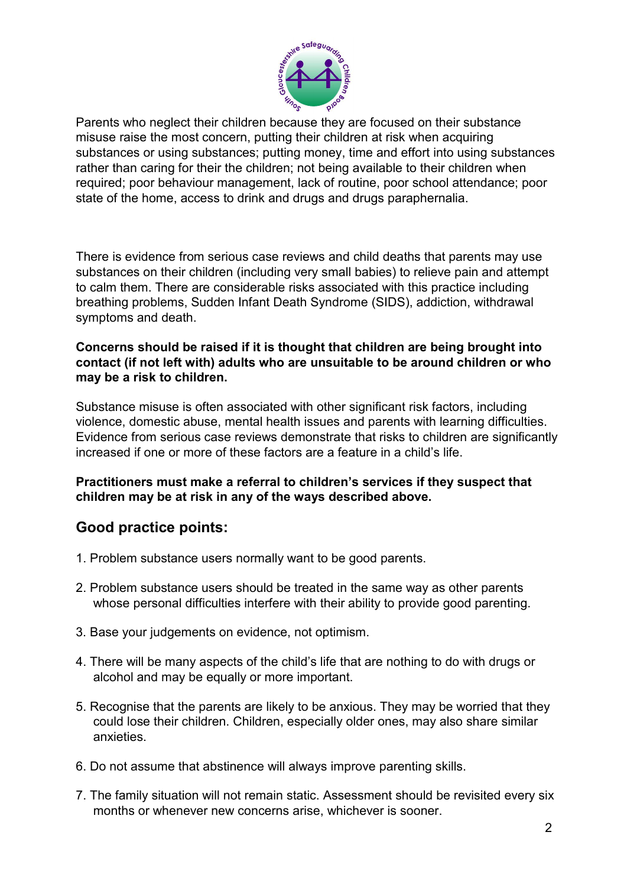Parents who neglect their children because they are focused on their substance misuse raise the most concern, putting their children at risk when acquiring substances or using substances; putting money, time and effort into using substances rather than caring for their the children; not being available to their children when required; poor behaviour management, lack of routine, poor school attendance; poor state of the home, access to drink and drugs and drugs paraphernalia.

There is evidence from serious case reviews and child deaths that parents may use substances on their children (including very small babies) to relieve pain and attempt to calm them. There are considerable risks associated with this practice including breathing problems, Sudden Infant Death Syndrome (SIDS), addiction, withdrawal symptoms and death.

**Concerns should be raised if it is thought that children are being brought into contact (if not left with) adults who are unsuitable to be around children or who may be a risk to children.**

Substance misuse is often associated with other significant risk factors, including violence, domestic abuse, mental health issues and parents with learning difficulties. Evidence from serious case reviews demonstrate that risks to children are significantly increased if one or more of these factors are a feature in a child's life.

**Practitioners must make a referral to children's services if they suspect that children may be at risk in any of the ways described above.**

## Good practice points:

1. Problem substance users normally want to be good parents.
2. Problem substance users should be treated in the same way as other parents whose personal difficulties interfere with their ability to provide good parenting.
3. Base your judgements on evidence, not optimism.
4. There will be many aspects of the child's life that are nothing to do with drugs or alcohol and may be equally or more important.
5. Recognise that the parents are likely to be anxious. They may be worried that they could lose their children. Children, especially older ones, may also share similar anxieties.
6. Do not assume that abstinence will always improve parenting skills.
7. The family situation will not remain static. Assessment should be revisited every six months or whenever new concerns arise, whichever is sooner.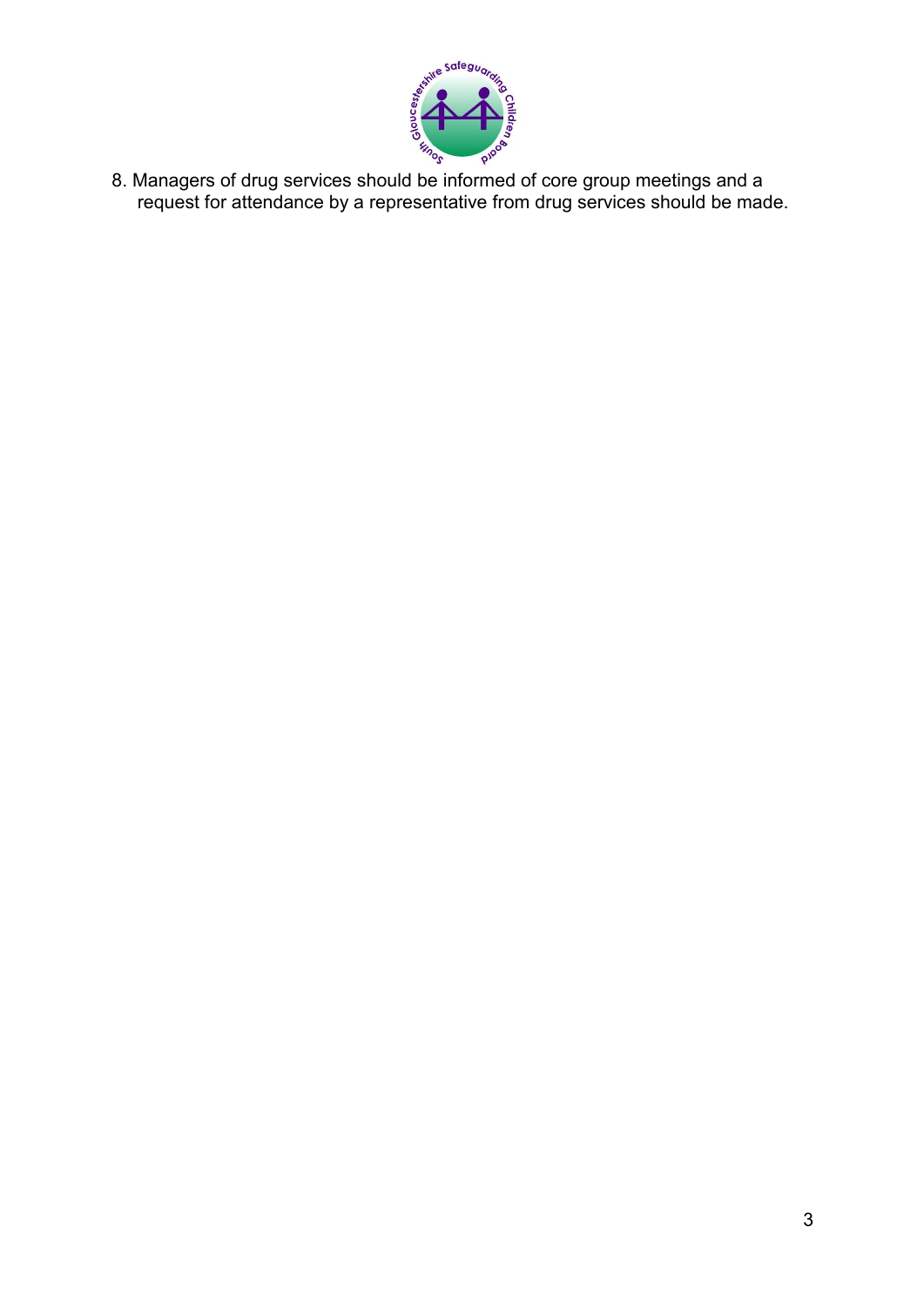8. Managers of drug services should be informed of core group meetings and a request for attendance by a representative from drug services should be made.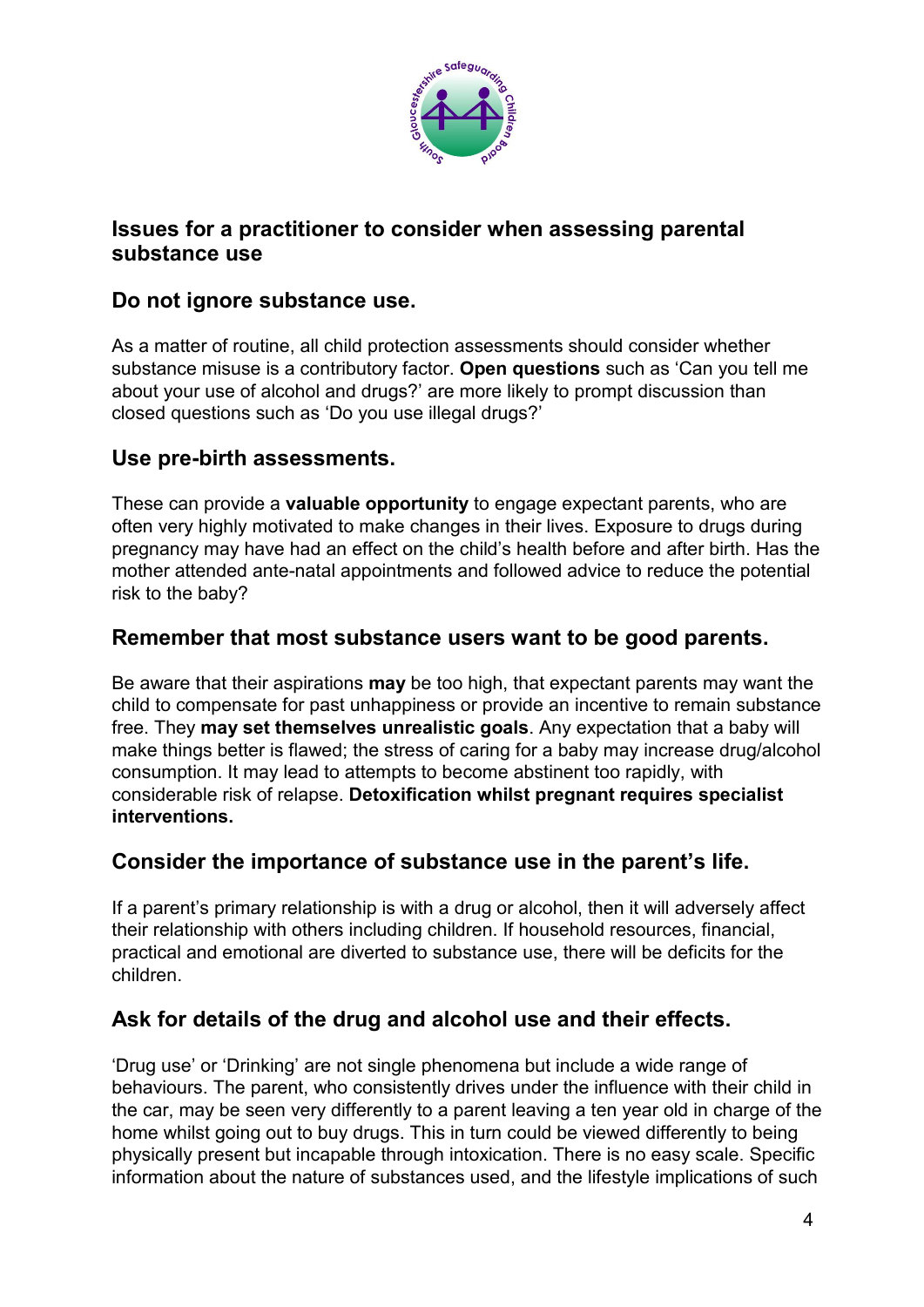## Issues for a practitioner to consider when assessing parental substance use

### Do not ignore substance use.

As a matter of routine, all child protection assessments should consider whether substance misuse is a contributory factor. **Open questions** such as 'Can you tell me about your use of alcohol and drugs?' are more likely to prompt discussion than closed questions such as 'Do you use illegal drugs?'

### Use pre-birth assessments.

These can provide a **valuable opportunity** to engage expectant parents, who are often very highly motivated to make changes in their lives. Exposure to drugs during pregnancy may have had an effect on the child's health before and after birth. Has the mother attended ante-natal appointments and followed advice to reduce the potential risk to the baby?

### Remember that most substance users want to be good parents.

Be aware that their aspirations **may** be too high, that expectant parents may want the child to compensate for past unhappiness or provide an incentive to remain substance free. They **may set themselves unrealistic goals**. Any expectation that a baby will make things better is flawed; the stress of caring for a baby may increase drug/alcohol consumption. It may lead to attempts to become abstinent too rapidly, with considerable risk of relapse. **Detoxification whilst pregnant requires specialist interventions.**

### Consider the importance of substance use in the parent's life.

If a parent's primary relationship is with a drug or alcohol, then it will adversely affect their relationship with others including children. If household resources, financial, practical and emotional are diverted to substance use, there will be deficits for the children.

### Ask for details of the drug and alcohol use and their effects.

'Drug use' or 'Drinking' are not single phenomena but include a wide range of behaviours. The parent, who consistently drives under the influence with their child in the car, may be seen very differently to a parent leaving a ten year old in charge of the home whilst going out to buy drugs. This in turn could be viewed differently to being physically present but incapable through intoxication. There is no easy scale. Specific information about the nature of substances used, and the lifestyle implications of such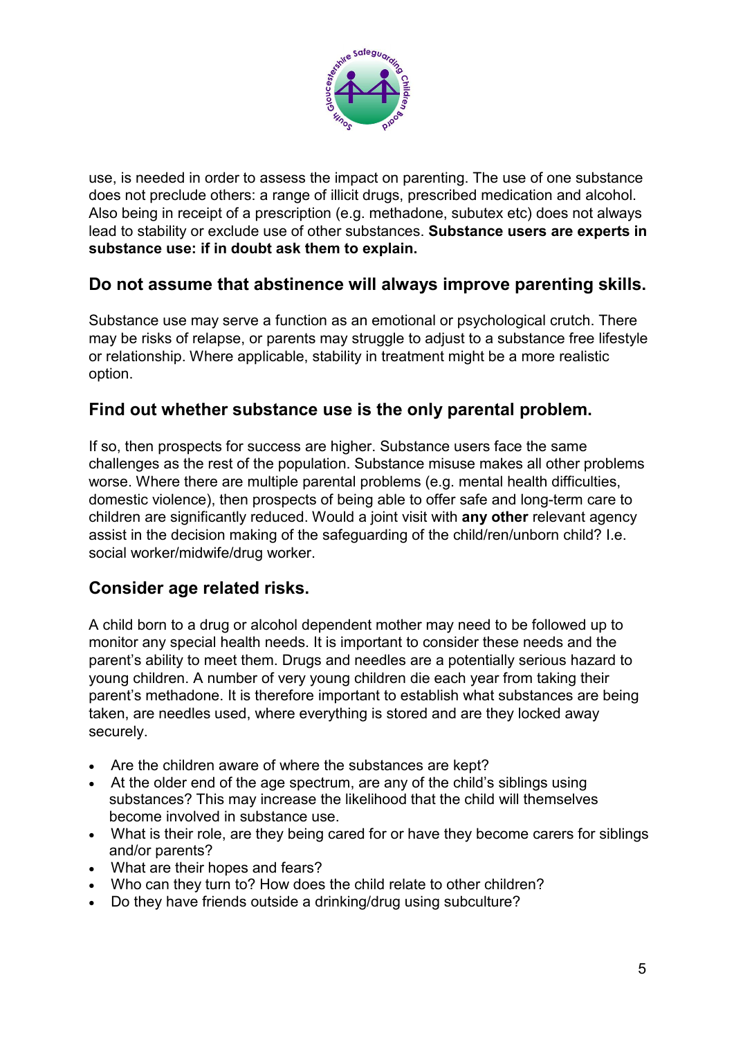use, is needed in order to assess the impact on parenting. The use of one substance does not preclude others: a range of illicit drugs, prescribed medication and alcohol. Also being in receipt of a prescription (e.g. methadone, subutex etc) does not always lead to stability or exclude use of other substances. **Substance users are experts in substance use: if in doubt ask them to explain.**

## Do not assume that abstinence will always improve parenting skills.

Substance use may serve a function as an emotional or psychological crutch. There may be risks of relapse, or parents may struggle to adjust to a substance free lifestyle or relationship. Where applicable, stability in treatment might be a more realistic option.

## Find out whether substance use is the only parental problem.

If so, then prospects for success are higher. Substance users face the same challenges as the rest of the population. Substance misuse makes all other problems worse. Where there are multiple parental problems (e.g. mental health difficulties, domestic violence), then prospects of being able to offer safe and long-term care to children are significantly reduced. Would a joint visit with **any other** relevant agency assist in the decision making of the safeguarding of the child/ren/unborn child? I.e. social worker/midwife/drug worker.

## Consider age related risks.

A child born to a drug or alcohol dependent mother may need to be followed up to monitor any special health needs. It is important to consider these needs and the parent's ability to meet them. Drugs and needles are a potentially serious hazard to young children. A number of very young children die each year from taking their parent's methadone. It is therefore important to establish what substances are being taken, are needles used, where everything is stored and are they locked away securely.

- Are the children aware of where the substances are kept?
- At the older end of the age spectrum, are any of the child's siblings using substances? This may increase the likelihood that the child will themselves become involved in substance use.
- What is their role, are they being cared for or have they become carers for siblings and/or parents?
- What are their hopes and fears?
- Who can they turn to? How does the child relate to other children?
- Do they have friends outside a drinking/drug using subculture?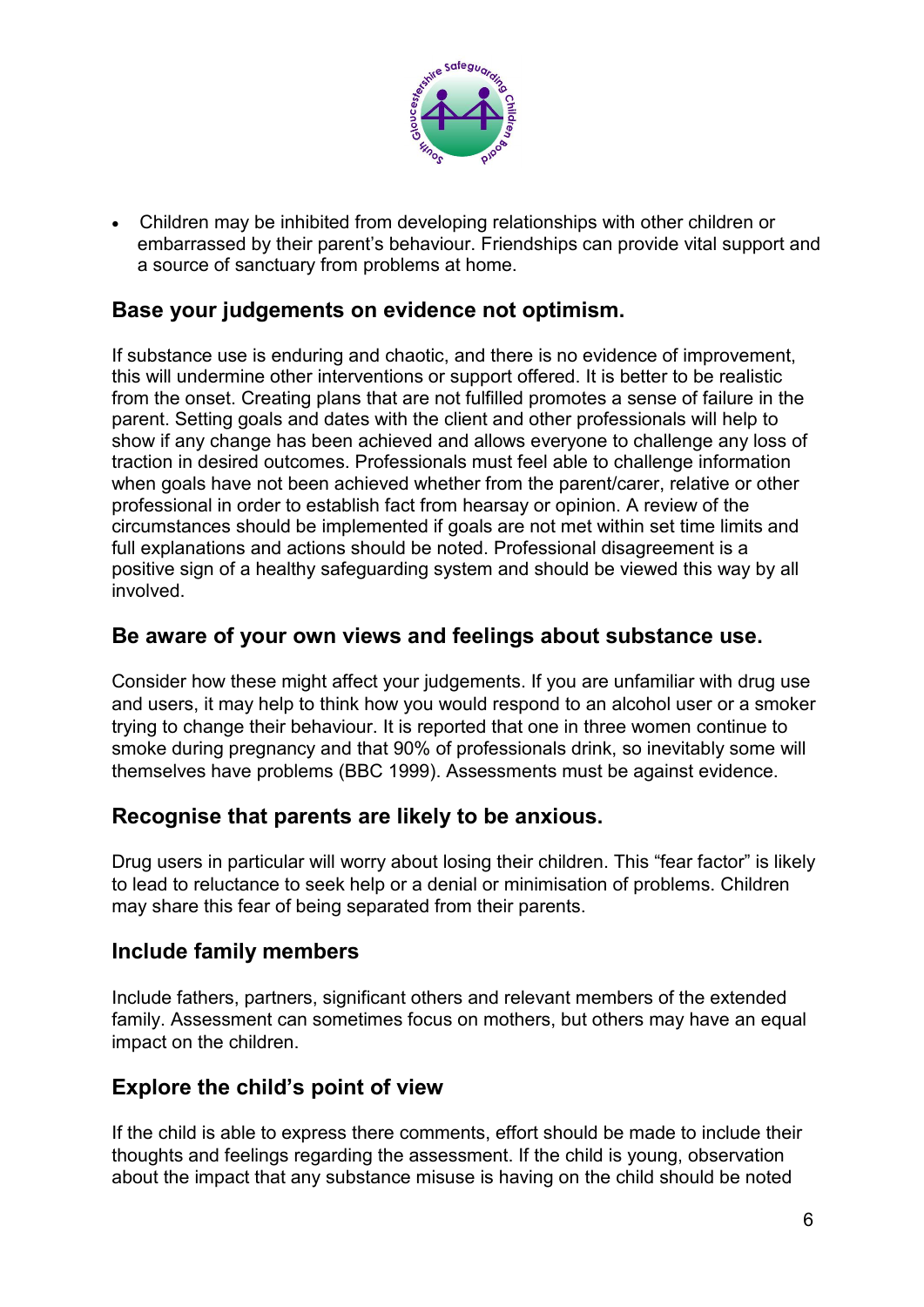- Children may be inhibited from developing relationships with other children or embarrassed by their parent's behaviour. Friendships can provide vital support and a source of sanctuary from problems at home.

## Base your judgements on evidence not optimism.

If substance use is enduring and chaotic, and there is no evidence of improvement, this will undermine other interventions or support offered. It is better to be realistic from the onset. Creating plans that are not fulfilled promotes a sense of failure in the parent. Setting goals and dates with the client and other professionals will help to show if any change has been achieved and allows everyone to challenge any loss of traction in desired outcomes. Professionals must feel able to challenge information when goals have not been achieved whether from the parent/carer, relative or other professional in order to establish fact from hearsay or opinion. A review of the circumstances should be implemented if goals are not met within set time limits and full explanations and actions should be noted. Professional disagreement is a positive sign of a healthy safeguarding system and should be viewed this way by all involved.

## Be aware of your own views and feelings about substance use.

Consider how these might affect your judgements. If you are unfamiliar with drug use and users, it may help to think how you would respond to an alcohol user or a smoker trying to change their behaviour. It is reported that one in three women continue to smoke during pregnancy and that 90% of professionals drink, so inevitably some will themselves have problems (BBC 1999). Assessments must be against evidence.

## Recognise that parents are likely to be anxious.

Drug users in particular will worry about losing their children. This "fear factor" is likely to lead to reluctance to seek help or a denial or minimisation of problems. Children may share this fear of being separated from their parents.

## Include family members

Include fathers, partners, significant others and relevant members of the extended family. Assessment can sometimes focus on mothers, but others may have an equal impact on the children.

## Explore the child's point of view

If the child is able to express there comments, effort should be made to include their thoughts and feelings regarding the assessment. If the child is young, observation about the impact that any substance misuse is having on the child should be noted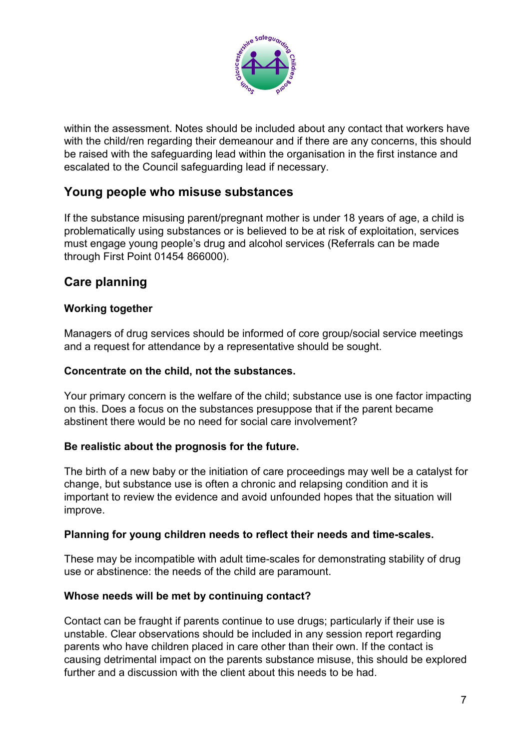within the assessment. Notes should be included about any contact that workers have with the child/ren regarding their demeanour and if there are any concerns, this should be raised with the safeguarding lead within the organisation in the first instance and escalated to the Council safeguarding lead if necessary.

## Young people who misuse substances

If the substance misusing parent/pregnant mother is under 18 years of age, a child is problematically using substances or is believed to be at risk of exploitation, services must engage young people's drug and alcohol services (Referrals can be made through First Point 01454 866000).

## Care planning

### Working together

Managers of drug services should be informed of core group/social service meetings and a request for attendance by a representative should be sought.

### Concentrate on the child, not the substances.

Your primary concern is the welfare of the child; substance use is one factor impacting on this. Does a focus on the substances presuppose that if the parent became abstinent there would be no need for social care involvement?

### Be realistic about the prognosis for the future.

The birth of a new baby or the initiation of care proceedings may well be a catalyst for change, but substance use is often a chronic and relapsing condition and it is important to review the evidence and avoid unfounded hopes that the situation will improve.

### Planning for young children needs to reflect their needs and time-scales.

These may be incompatible with adult time-scales for demonstrating stability of drug use or abstinence: the needs of the child are paramount.

### Whose needs will be met by continuing contact?

Contact can be fraught if parents continue to use drugs; particularly if their use is unstable. Clear observations should be included in any session report regarding parents who have children placed in care other than their own. If the contact is causing detrimental impact on the parents substance misuse, this should be explored further and a discussion with the client about this needs to be had.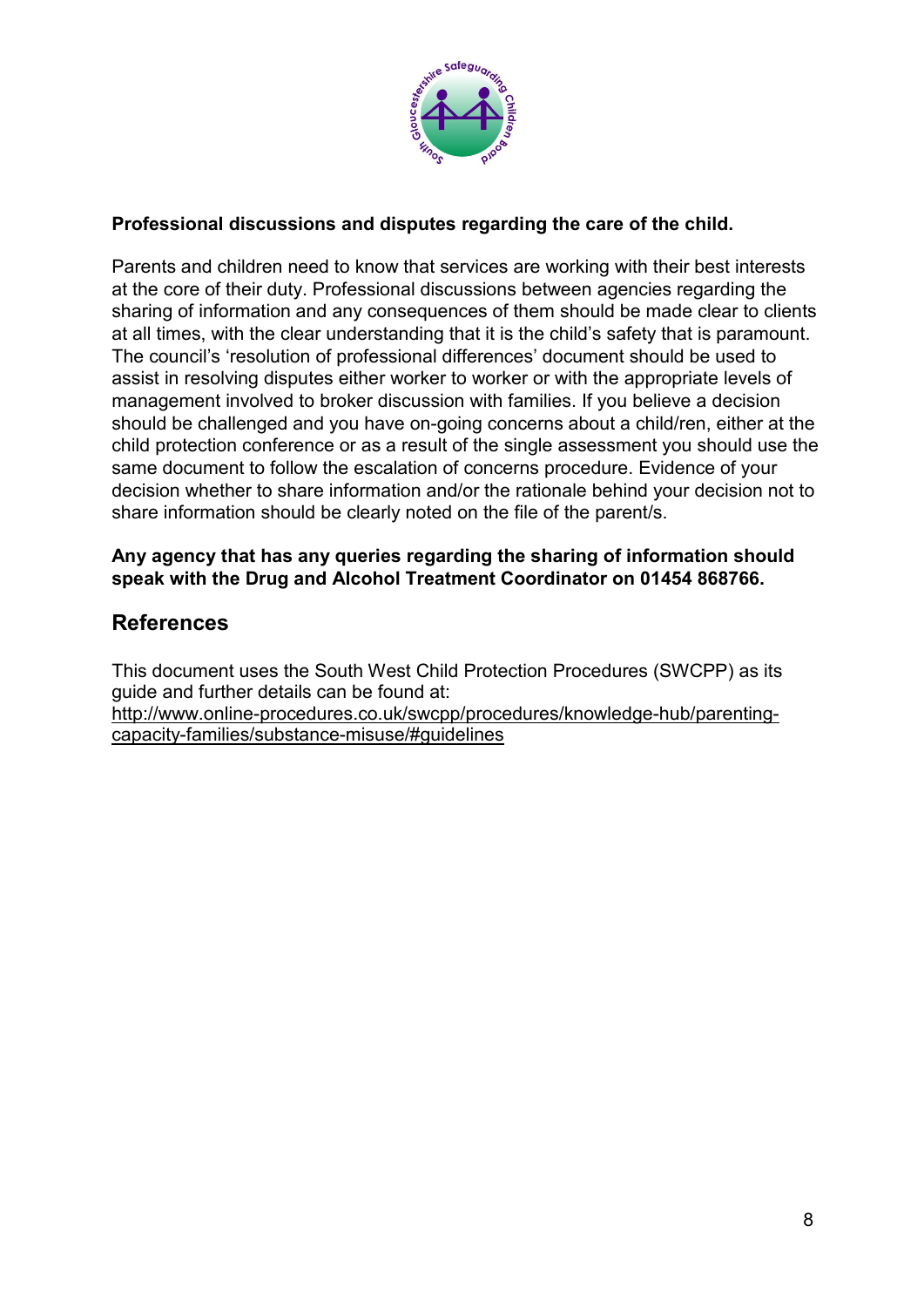**Professional discussions and disputes regarding the care of the child.**

Parents and children need to know that services are working with their best interests at the core of their duty. Professional discussions between agencies regarding the sharing of information and any consequences of them should be made clear to clients at all times, with the clear understanding that it is the child's safety that is paramount. The council's 'resolution of professional differences' document should be used to assist in resolving disputes either worker to worker or with the appropriate levels of management involved to broker discussion with families. If you believe a decision should be challenged and you have on-going concerns about a child/ren, either at the child protection conference or as a result of the single assessment you should use the same document to follow the escalation of concerns procedure. Evidence of your decision whether to share information and/or the rationale behind your decision not to share information should be clearly noted on the file of the parent/s.

**Any agency that has any queries regarding the sharing of information should speak with the Drug and Alcohol Treatment Coordinator on 01454 868766.**

## References

This document uses the South West Child Protection Procedures (SWCPP) as its guide and further details can be found at:
http://www.online-procedures.co.uk/swcpp/procedures/knowledge-hub/parenting-capacity-families/substance-misuse/#guidelines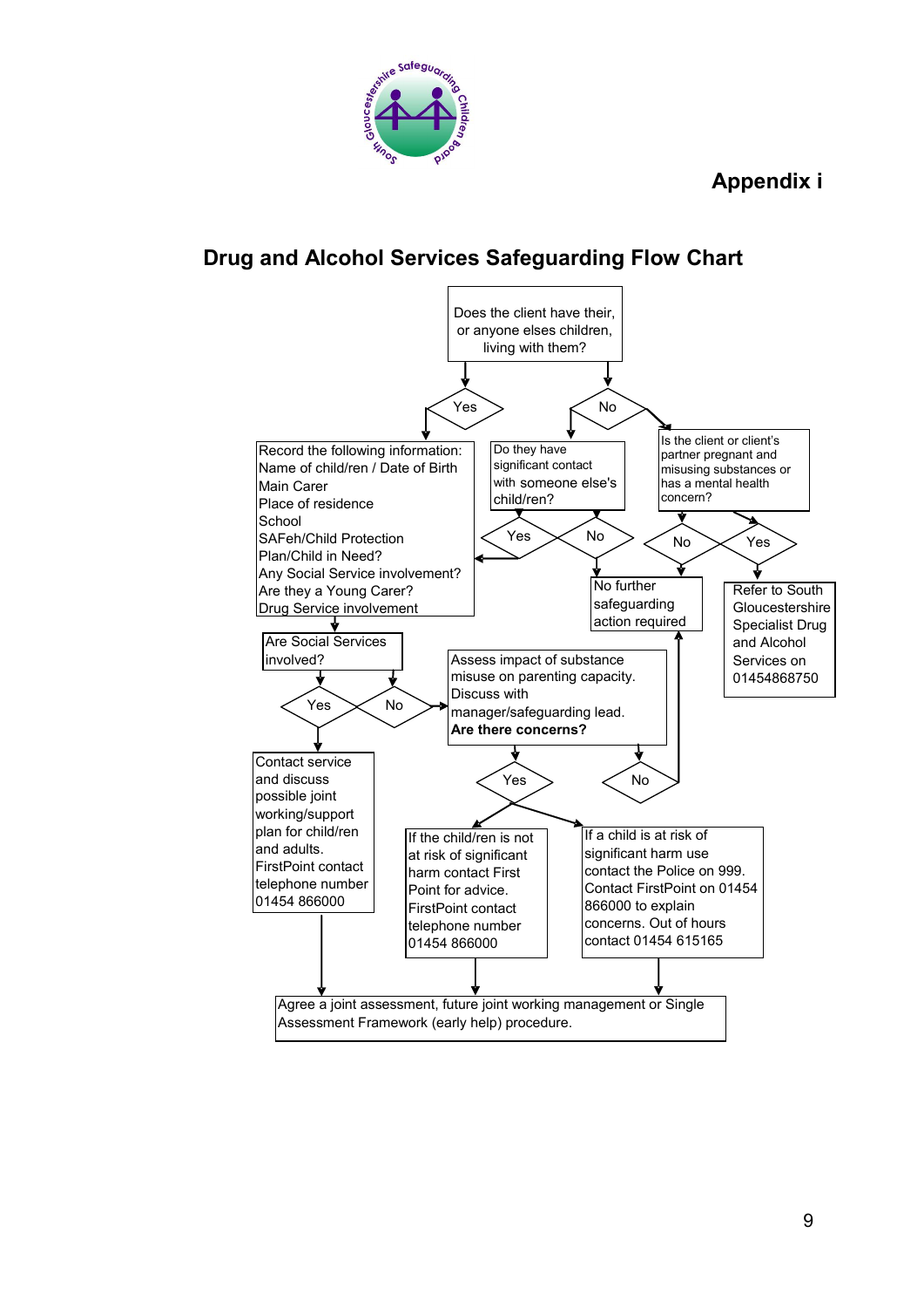# Appendix i

## Drug and Alcohol Services Safeguarding Flow Chart

**Does the client have their, or anyone elses children, living with them?**

- **Yes** → Record the following information:
  - Name of child/ren / Date of Birth
  - Main Carer
  - Place of residence
  - School
  - SAFeh/Child Protection Plan/Child in Need?
  - Any Social Service involvement?
  - Are they a Young Carer?
  - Drug Service involvement

  → **Are Social Services involved?**
  - **Yes** → Contact service and discuss possible joint working/support plan for child/ren and adults. FirstPoint contact telephone number 01454 866000 → Agree a joint assessment, future joint working management or Single Assessment Framework (early help) procedure.
  - **No** → Assess impact of substance misuse on parenting capacity. Discuss with manager/safeguarding lead. **Are there concerns?**
    - **Yes** →
      - If the child/ren is not at risk of significant harm contact First Point for advice. FirstPoint contact telephone number 01454 866000 → Agree a joint assessment, future joint working management or Single Assessment Framework (early help) procedure.
      - If a child is at risk of significant harm use contact the Police on 999. Contact FirstPoint on 01454 866000 to explain concerns. Out of hours contact 01454 615165 → Agree a joint assessment, future joint working management or Single Assessment Framework (early help) procedure.
    - **No** → No further safeguarding action required

- **No** →
  - **Do they have significant contact with someone else's child/ren?**
    - **Yes** → Record the following information (as above)
    - **No** → No further safeguarding action required
  - **Is the client or client's partner pregnant and misusing substances or has a mental health concern?**
    - **No** → No further safeguarding action required
    - **Yes** → Refer to South Gloucestershire Specialist Drug and Alcohol Services on 01454868750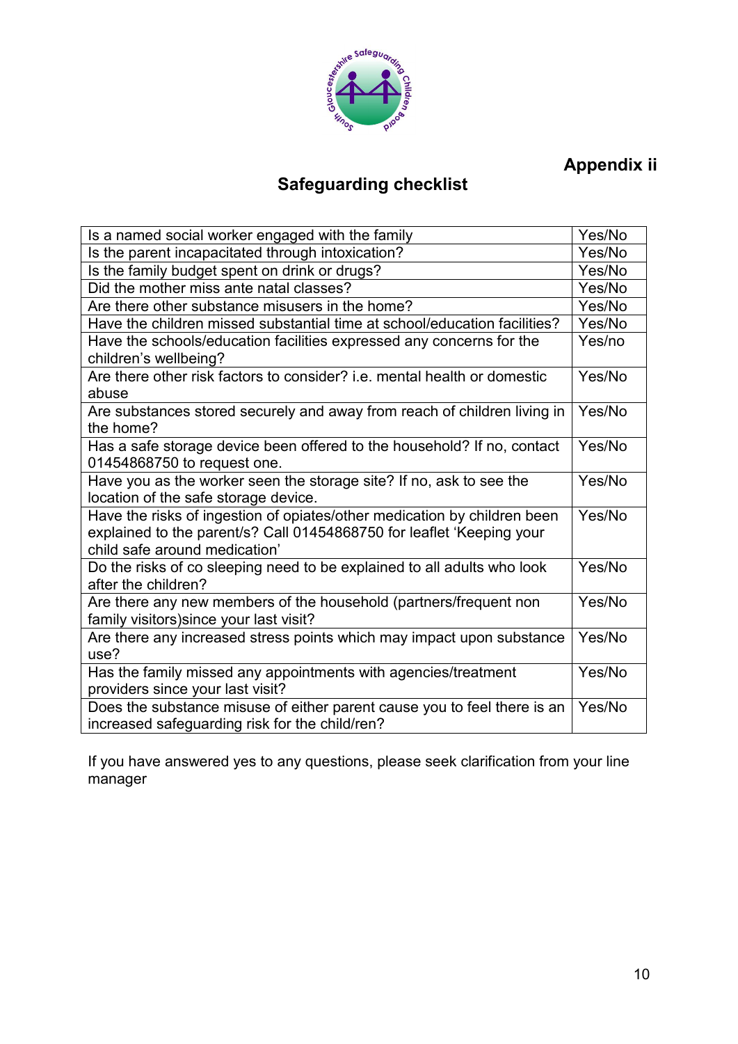**Appendix ii**

## Safeguarding checklist

| | |
|---|---|
| Is a named social worker engaged with the family | Yes/No |
| Is the parent incapacitated through intoxication? | Yes/No |
| Is the family budget spent on drink or drugs? | Yes/No |
| Did the mother miss ante natal classes? | Yes/No |
| Are there other substance misusers in the home? | Yes/No |
| Have the children missed substantial time at school/education facilities? | Yes/No |
| Have the schools/education facilities expressed any concerns for the children's wellbeing? | Yes/no |
| Are there other risk factors to consider? i.e. mental health or domestic abuse | Yes/No |
| Are substances stored securely and away from reach of children living in the home? | Yes/No |
| Has a safe storage device been offered to the household? If no, contact 01454868750 to request one. | Yes/No |
| Have you as the worker seen the storage site? If no, ask to see the location of the safe storage device. | Yes/No |
| Have the risks of ingestion of opiates/other medication by children been explained to the parent/s? Call 01454868750 for leaflet 'Keeping your child safe around medication' | Yes/No |
| Do the risks of co sleeping need to be explained to all adults who look after the children? | Yes/No |
| Are there any new members of the household (partners/frequent non family visitors)since your last visit? | Yes/No |
| Are there any increased stress points which may impact upon substance use? | Yes/No |
| Has the family missed any appointments with agencies/treatment providers since your last visit? | Yes/No |
| Does the substance misuse of either parent cause you to feel there is an increased safeguarding risk for the child/ren? | Yes/No |

If you have answered yes to any questions, please seek clarification from your line manager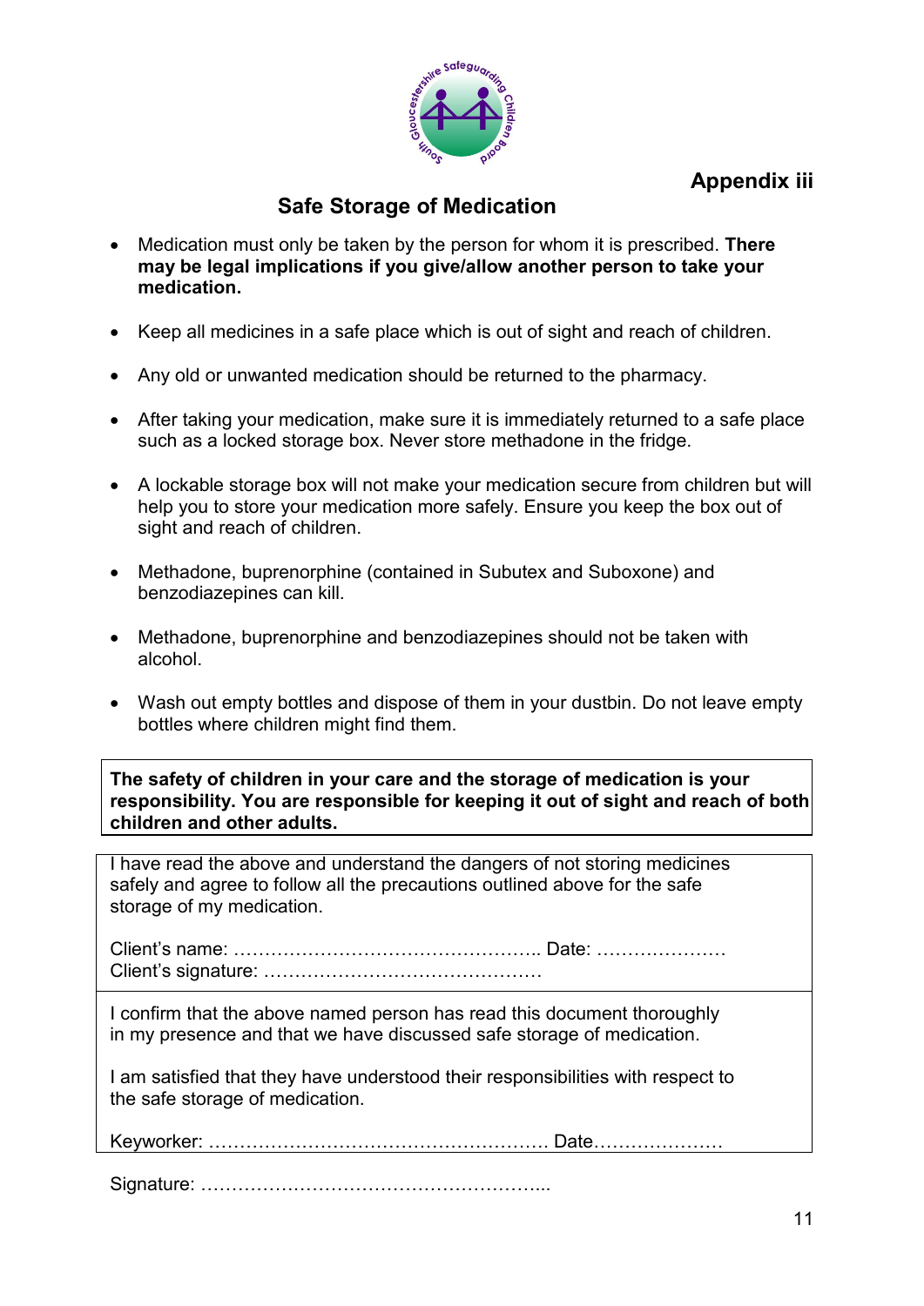**Appendix iii**

## Safe Storage of Medication

- Medication must only be taken by the person for whom it is prescribed. **There may be legal implications if you give/allow another person to take your medication.**
- Keep all medicines in a safe place which is out of sight and reach of children.
- Any old or unwanted medication should be returned to the pharmacy.
- After taking your medication, make sure it is immediately returned to a safe place such as a locked storage box. Never store methadone in the fridge.
- A lockable storage box will not make your medication secure from children but will help you to store your medication more safely. Ensure you keep the box out of sight and reach of children.
- Methadone, buprenorphine (contained in Subutex and Suboxone) and benzodiazepines can kill.
- Methadone, buprenorphine and benzodiazepines should not be taken with alcohol.
- Wash out empty bottles and dispose of them in your dustbin. Do not leave empty bottles where children might find them.

**The safety of children in your care and the storage of medication is your responsibility. You are responsible for keeping it out of sight and reach of both children and other adults.**

I have read the above and understand the dangers of not storing medicines safely and agree to follow all the precautions outlined above for the safe storage of my medication.

Client's name: ………………………………………….. Date: …………………

Client's signature: ………………………………………

I confirm that the above named person has read this document thoroughly in my presence and that we have discussed safe storage of medication.

I am satisfied that they have understood their responsibilities with respect to the safe storage of medication.

Keyworker: ………………………………………………. Date…………………

Signature: ………………………………………………...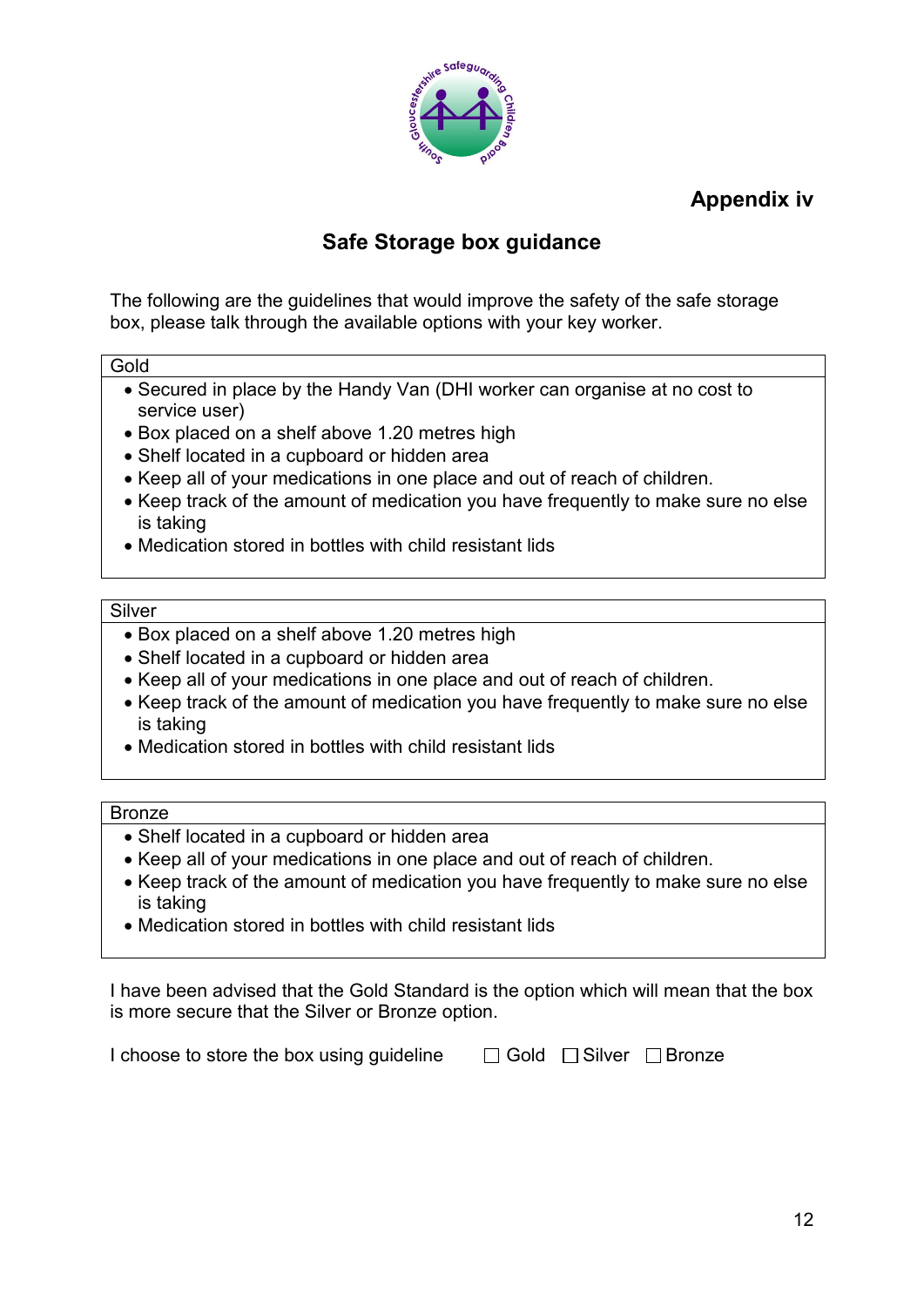**Appendix iv**

## Safe Storage box guidance

The following are the guidelines that would improve the safety of the safe storage box, please talk through the available options with your key worker.

| Gold |
| --- |
| • Secured in place by the Handy Van (DHI worker can organise at no cost to service user)<br>• Box placed on a shelf above 1.20 metres high<br>• Shelf located in a cupboard or hidden area<br>• Keep all of your medications in one place and out of reach of children.<br>• Keep track of the amount of medication you have frequently to make sure no else is taking<br>• Medication stored in bottles with child resistant lids |

| Silver |
| --- |
| • Box placed on a shelf above 1.20 metres high<br>• Shelf located in a cupboard or hidden area<br>• Keep all of your medications in one place and out of reach of children.<br>• Keep track of the amount of medication you have frequently to make sure no else is taking<br>• Medication stored in bottles with child resistant lids |

| Bronze |
| --- |
| • Shelf located in a cupboard or hidden area<br>• Keep all of your medications in one place and out of reach of children.<br>• Keep track of the amount of medication you have frequently to make sure no else is taking<br>• Medication stored in bottles with child resistant lids |

I have been advised that the Gold Standard is the option which will mean that the box is more secure that the Silver or Bronze option.

I choose to store the box using guideline ☐ Gold ☐ Silver ☐ Bronze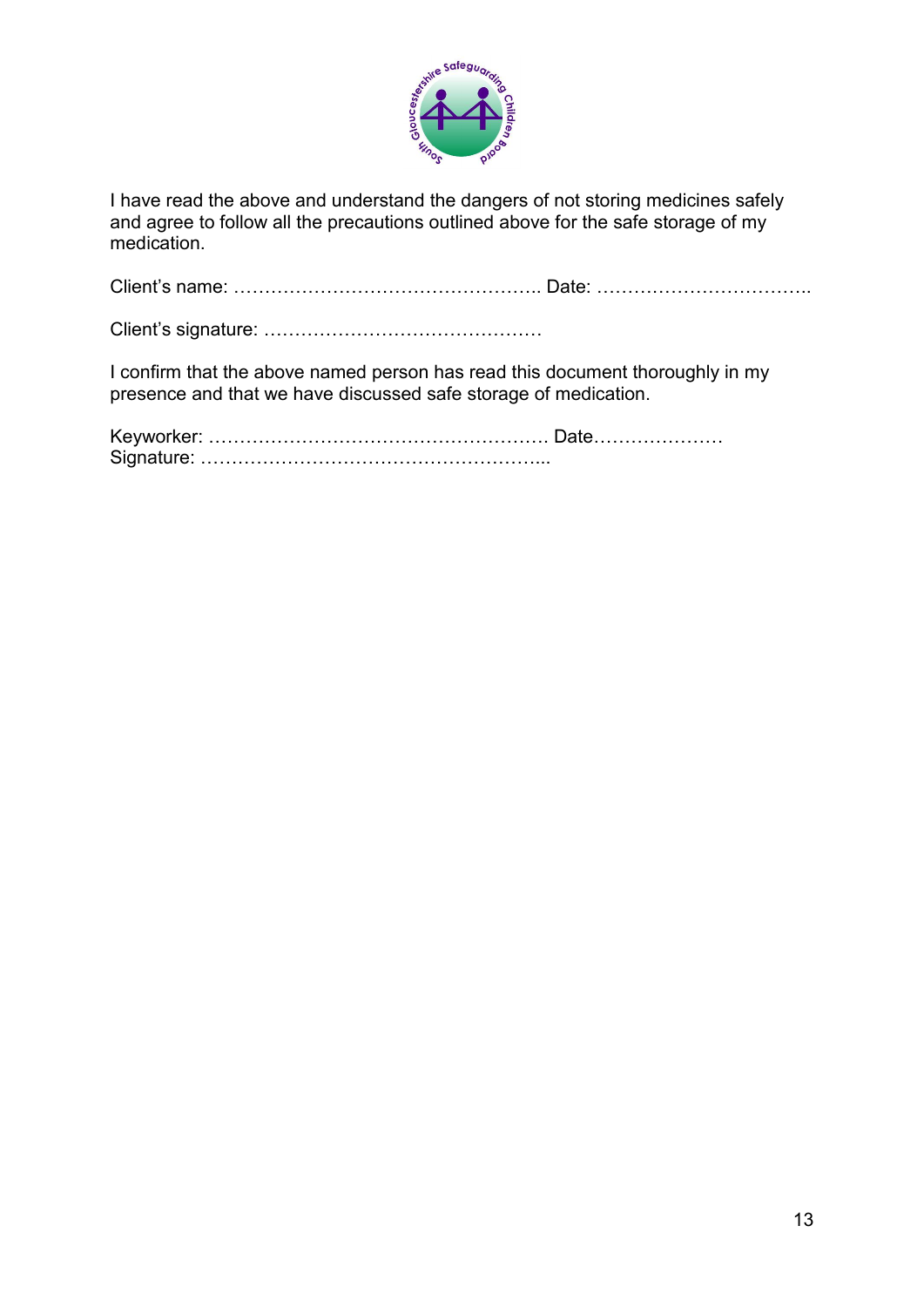I have read the above and understand the dangers of not storing medicines safely and agree to follow all the precautions outlined above for the safe storage of my medication.

Client's name: ………………………………………….. Date: ……………………………..

Client's signature: ………………………………………

I confirm that the above named person has read this document thoroughly in my presence and that we have discussed safe storage of medication.

Keyworker: ………………………………………………. Date…………………
Signature: ………………………………………………...